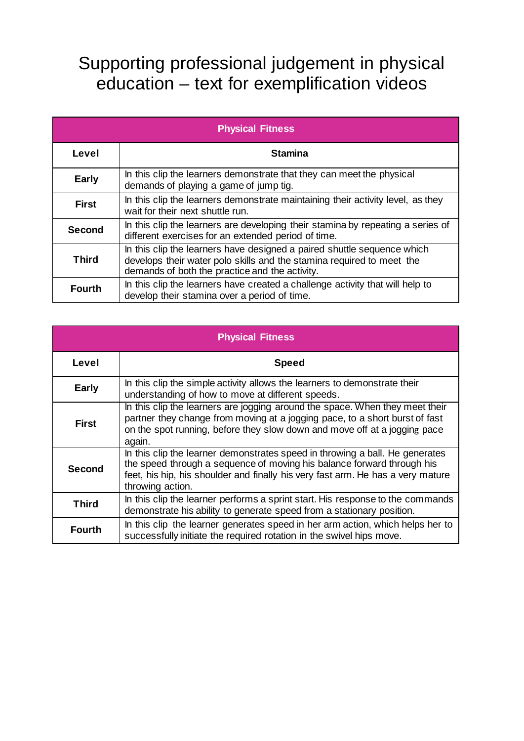# Supporting professional judgement in physical education – text for exemplification videos

| Physical Fitness | |
|---|---|
| **Level** | **Stamina** |
| **Early** | In this clip the learners demonstrate that they can meet the physical demands of playing a game of jump tig. |
| **First** | In this clip the learners demonstrate maintaining their activity level, as they wait for their next shuttle run. |
| **Second** | In this clip the learners are developing their stamina by repeating a series of different exercises for an extended period of time. |
| **Third** | In this clip the learners have designed a paired shuttle sequence which develops their water polo skills and the stamina required to meet the demands of both the practice and the activity. |
| **Fourth** | In this clip the learners have created a challenge activity that will help to develop their stamina over a period of time. |

| Physical Fitness | |
|---|---|
| **Level** | **Speed** |
| **Early** | In this clip the simple activity allows the learners to demonstrate their understanding of how to move at different speeds. |
| **First** | In this clip the learners are jogging around the space. When they meet their partner they change from moving at a jogging pace, to a short burst of fast on the spot running, before they slow down and move off at a jogging pace again. |
| **Second** | In this clip the learner demonstrates speed in throwing a ball. He generates the speed through a sequence of moving his balance forward through his feet, his hip, his shoulder and finally his very fast arm. He has a very mature throwing action. |
| **Third** | In this clip the learner performs a sprint start. His response to the commands demonstrate his ability to generate speed from a stationary position. |
| **Fourth** | In this clip the learner generates speed in her arm action, which helps her to successfully initiate the required rotation in the swivel hips move. |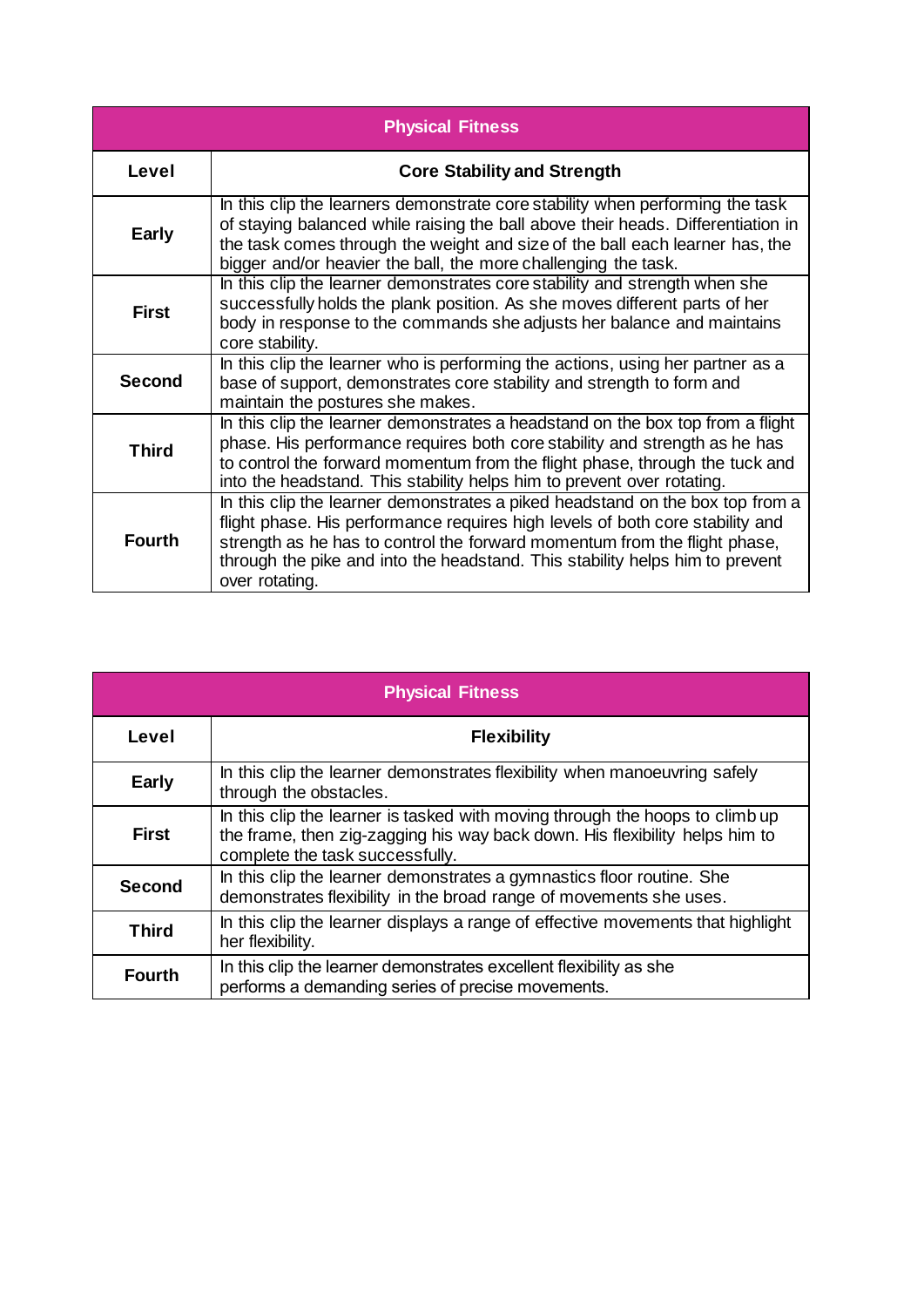| Physical Fitness | |
|---|---|
| **Level** | **Core Stability and Strength** |
| **Early** | In this clip the learners demonstrate core stability when performing the task of staying balanced while raising the ball above their heads. Differentiation in the task comes through the weight and size of the ball each learner has, the bigger and/or heavier the ball, the more challenging the task. |
| **First** | In this clip the learner demonstrates core stability and strength when she successfully holds the plank position. As she moves different parts of her body in response to the commands she adjusts her balance and maintains core stability. |
| **Second** | In this clip the learner who is performing the actions, using her partner as a base of support, demonstrates core stability and strength to form and maintain the postures she makes. |
| **Third** | In this clip the learner demonstrates a headstand on the box top from a flight phase. His performance requires both core stability and strength as he has to control the forward momentum from the flight phase, through the tuck and into the headstand. This stability helps him to prevent over rotating. |
| **Fourth** | In this clip the learner demonstrates a piked headstand on the box top from a flight phase. His performance requires high levels of both core stability and strength as he has to control the forward momentum from the flight phase, through the pike and into the headstand. This stability helps him to prevent over rotating. |

| Physical Fitness | |
|---|---|
| **Level** | **Flexibility** |
| **Early** | In this clip the learner demonstrates flexibility when manoeuvring safely through the obstacles. |
| **First** | In this clip the learner is tasked with moving through the hoops to climb up the frame, then zig-zagging his way back down. His flexibility helps him to complete the task successfully. |
| **Second** | In this clip the learner demonstrates a gymnastics floor routine. She demonstrates flexibility in the broad range of movements she uses. |
| **Third** | In this clip the learner displays a range of effective movements that highlight her flexibility. |
| **Fourth** | In this clip the learner demonstrates excellent flexibility as she performs a demanding series of precise movements. |